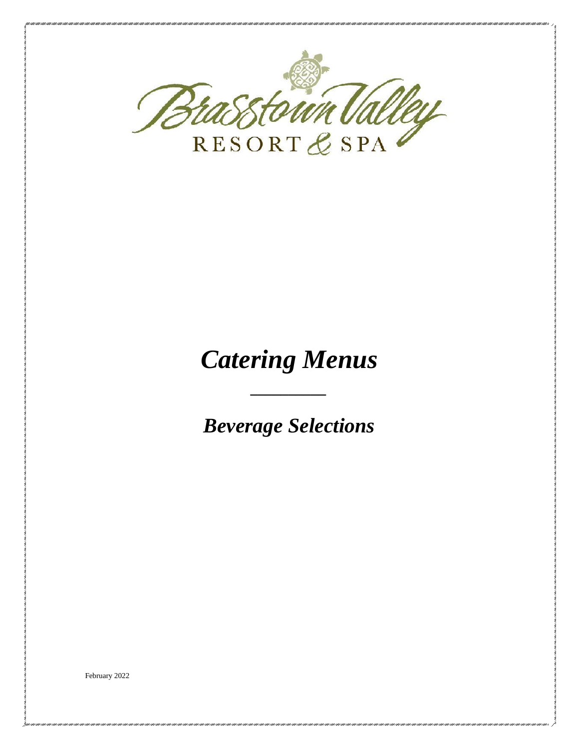Brasstown Valley

RESORT & SPA

# *Catering Menus*

---

## *Beverage Selections*

February 2022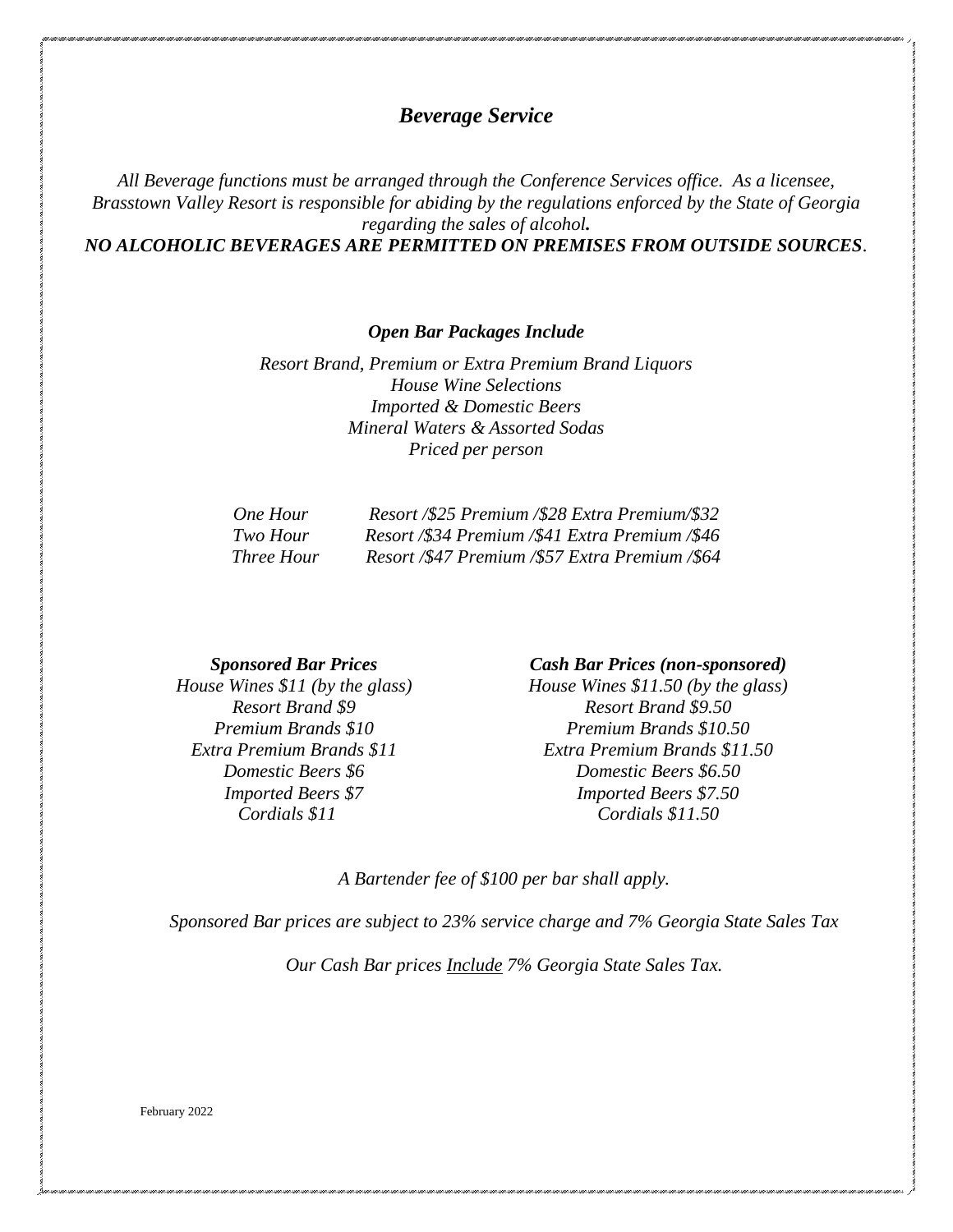## *Beverage Service*

*All Beverage functions must be arranged through the Conference Services office. As a licensee, Brasstown Valley Resort is responsible for abiding by the regulations enforced by the State of Georgia regarding the sales of alcohol.*

***NO ALCOHOLIC BEVERAGES ARE PERMITTED ON PREMISES FROM OUTSIDE SOURCES.***

### *Open Bar Packages Include*

*Resort Brand, Premium or Extra Premium Brand Liquors*
*House Wine Selections*
*Imported & Domestic Beers*
*Mineral Waters & Assorted Sodas*
*Priced per person*

| | |
|---|---|
| *One Hour* | *Resort /$25 Premium /$28 Extra Premium/$32* |
| *Two Hour* | *Resort /$34 Premium /$41 Extra Premium /$46* |
| *Three Hour* | *Resort /$47 Premium /$57 Extra Premium /$64* |

| ***Sponsored Bar Prices*** | ***Cash Bar Prices (non-sponsored)*** |
|---|---|
| *House Wines $11 (by the glass)* | *House Wines $11.50 (by the glass)* |
| *Resort Brand $9* | *Resort Brand $9.50* |
| *Premium Brands $10* | *Premium Brands $10.50* |
| *Extra Premium Brands $11* | *Extra Premium Brands $11.50* |
| *Domestic Beers $6* | *Domestic Beers $6.50* |
| *Imported Beers $7* | *Imported Beers $7.50* |
| *Cordials $11* | *Cordials $11.50* |

*A Bartender fee of $100 per bar shall apply.*

*Sponsored Bar prices are subject to 23% service charge and 7% Georgia State Sales Tax*

*Our Cash Bar prices Include 7% Georgia State Sales Tax.*

February 2022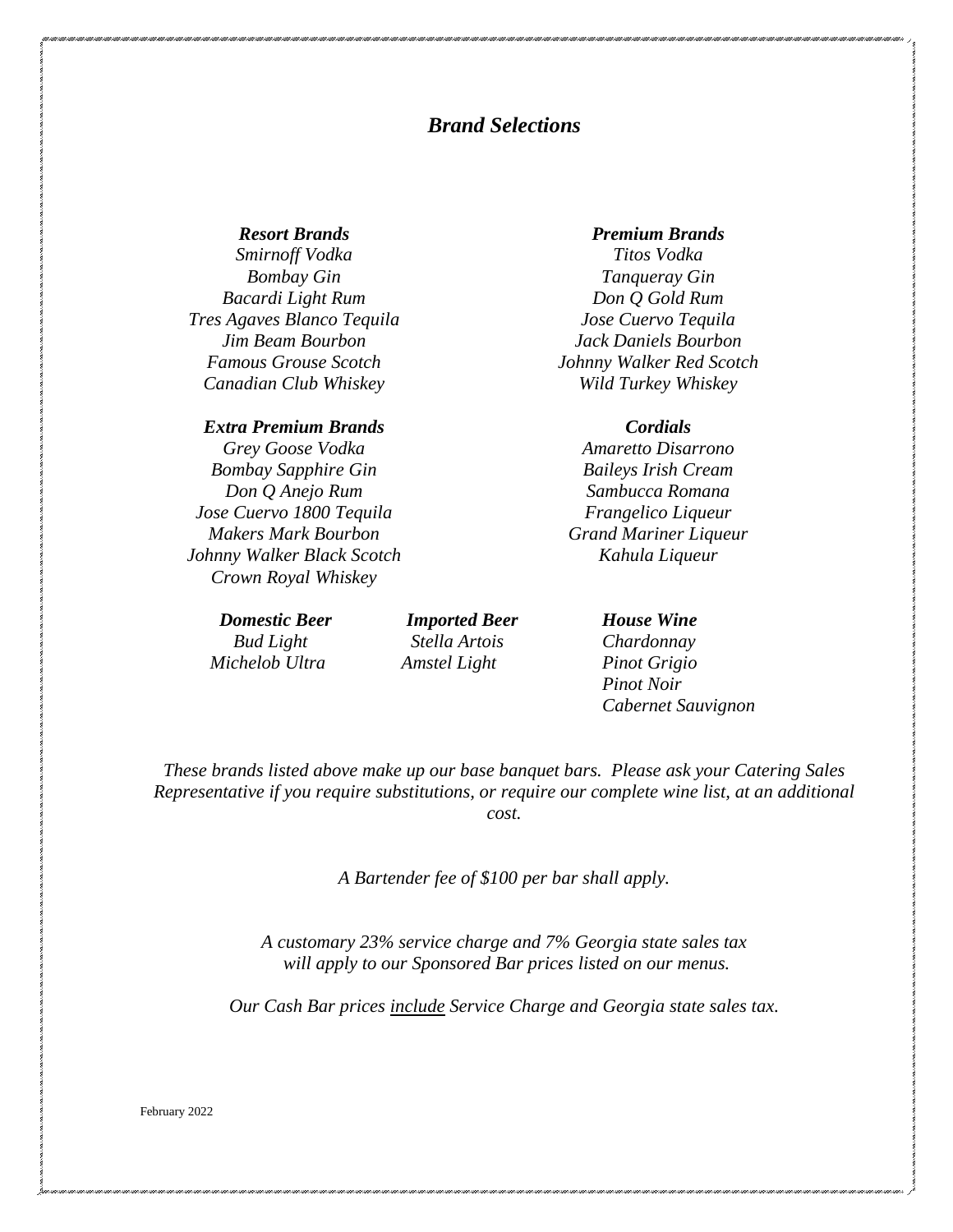# *Brand Selections*

***Resort Brands***

*Smirnoff Vodka*
*Bombay Gin*
*Bacardi Light Rum*
*Tres Agaves Blanco Tequila*
*Jim Beam Bourbon*
*Famous Grouse Scotch*
*Canadian Club Whiskey*

***Premium Brands***

*Titos Vodka*
*Tanqueray Gin*
*Don Q Gold Rum*
*Jose Cuervo Tequila*
*Jack Daniels Bourbon*
*Johnny Walker Red Scotch*
*Wild Turkey Whiskey*

***Extra Premium Brands***

*Grey Goose Vodka*
*Bombay Sapphire Gin*
*Don Q Anejo Rum*
*Jose Cuervo 1800 Tequila*
*Makers Mark Bourbon*
*Johnny Walker Black Scotch*
*Crown Royal Whiskey*

***Cordials***

*Amaretto Disarrono*
*Baileys Irish Cream*
*Sambucca Romana*
*Frangelico Liqueur*
*Grand Mariner Liqueur*
*Kahula Liqueur*

***Domestic Beer***

*Bud Light*
*Michelob Ultra*

***Imported Beer***

*Stella Artois*
*Amstel Light*

***House Wine***

*Chardonnay*
*Pinot Grigio*
*Pinot Noir*
*Cabernet Sauvignon*

*These brands listed above make up our base banquet bars. Please ask your Catering Sales Representative if you require substitutions, or require our complete wine list, at an additional cost.*

*A Bartender fee of $100 per bar shall apply.*

*A customary 23% service charge and 7% Georgia state sales tax will apply to our Sponsored Bar prices listed on our menus.*

*Our Cash Bar prices <u>include</u> Service Charge and Georgia state sales tax.*

February 2022